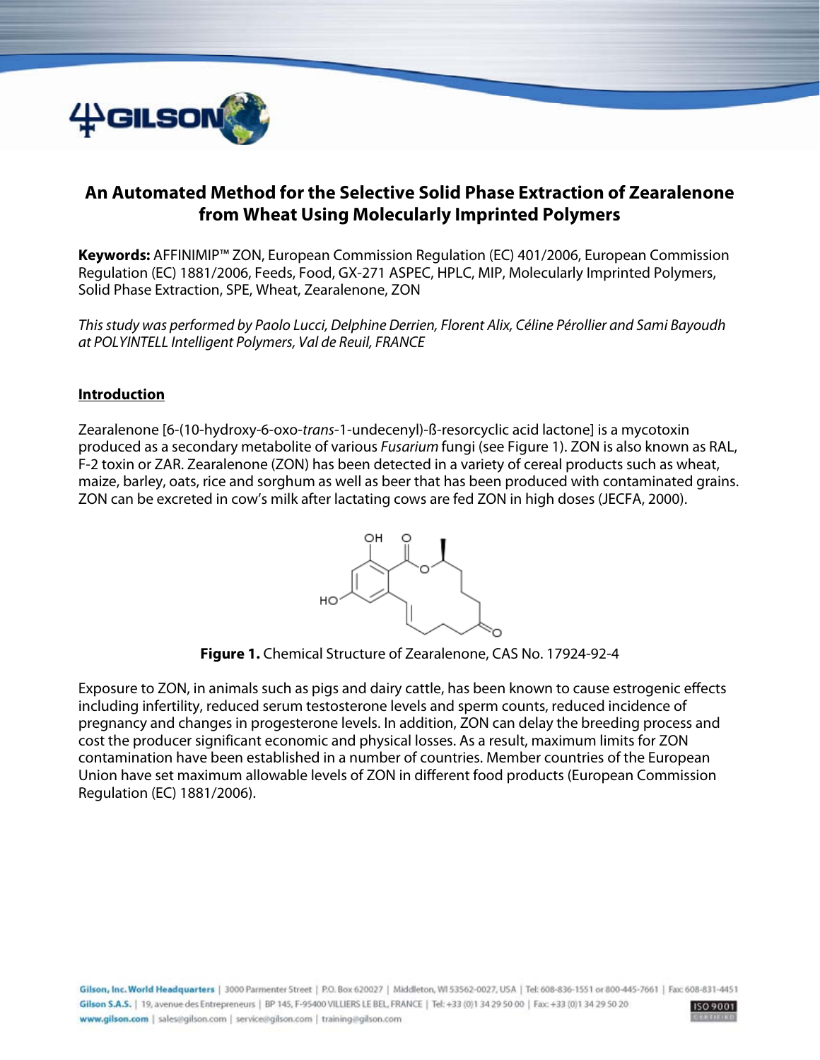# An Automated Method for the Selective Solid Phase Extraction of Zearalenone from Wheat Using Molecularly Imprinted Polymers

**Keywords:** AFFINIMIP™ ZON, European Commission Regulation (EC) 401/2006, European Commission Regulation (EC) 1881/2006, Feeds, Food, GX-271 ASPEC, HPLC, MIP, Molecularly Imprinted Polymers, Solid Phase Extraction, SPE, Wheat, Zearalenone, ZON

*This study was performed by Paolo Lucci, Delphine Derrien, Florent Alix, Céline Pérollier and Sami Bayoudh at POLYINTELL Intelligent Polymers, Val de Reuil, FRANCE*

## Introduction

Zearalenone [6-(10-hydroxy-6-oxo-*trans*-1-undecenyl)-ß-resorcyclic acid lactone] is a mycotoxin produced as a secondary metabolite of various *Fusarium* fungi (see Figure 1). ZON is also known as RAL, F-2 toxin or ZAR. Zearalenone (ZON) has been detected in a variety of cereal products such as wheat, maize, barley, oats, rice and sorghum as well as beer that has been produced with contaminated grains. ZON can be excreted in cow's milk after lactating cows are fed ZON in high doses (JECFA, 2000).

**Figure 1.** Chemical Structure of Zearalenone, CAS No. 17924-92-4

Exposure to ZON, in animals such as pigs and dairy cattle, has been known to cause estrogenic effects including infertility, reduced serum testosterone levels and sperm counts, reduced incidence of pregnancy and changes in progesterone levels. In addition, ZON can delay the breeding process and cost the producer significant economic and physical losses. As a result, maximum limits for ZON contamination have been established in a number of countries. Member countries of the European Union have set maximum allowable levels of ZON in different food products (European Commission Regulation (EC) 1881/2006).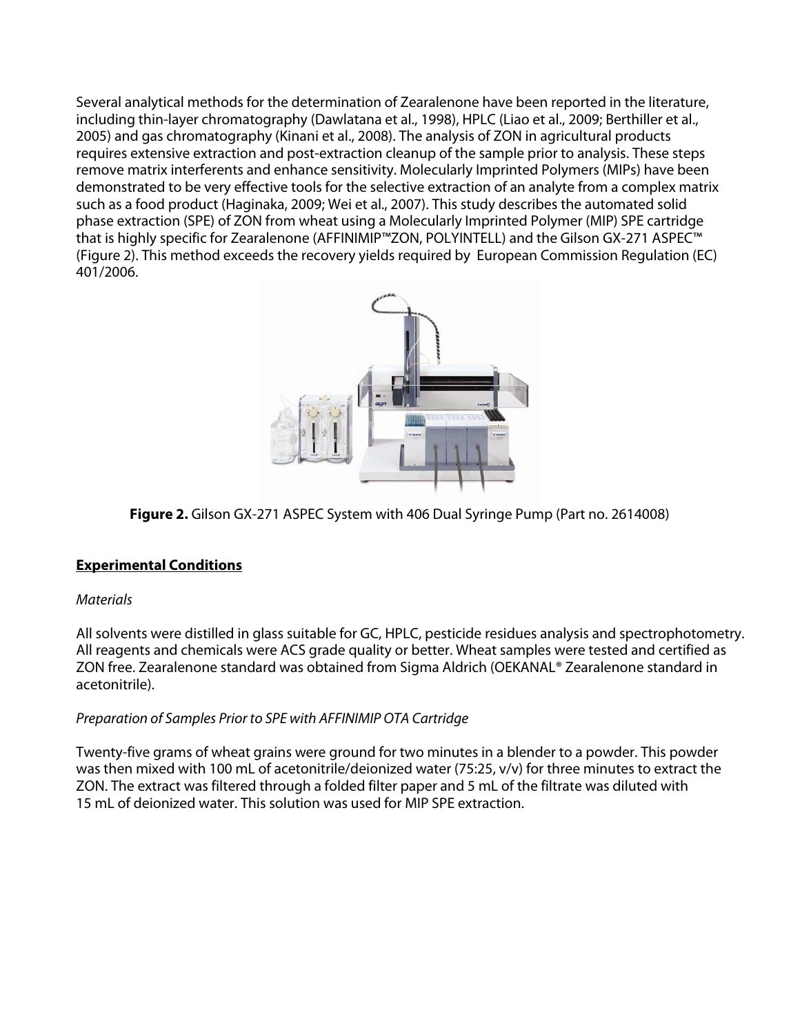Several analytical methods for the determination of Zearalenone have been reported in the literature, including thin-layer chromatography (Dawlatana et al., 1998), HPLC (Liao et al., 2009; Berthiller et al., 2005) and gas chromatography (Kinani et al., 2008). The analysis of ZON in agricultural products requires extensive extraction and post-extraction cleanup of the sample prior to analysis. These steps remove matrix interferents and enhance sensitivity. Molecularly Imprinted Polymers (MIPs) have been demonstrated to be very effective tools for the selective extraction of an analyte from a complex matrix such as a food product (Haginaka, 2009; Wei et al., 2007). This study describes the automated solid phase extraction (SPE) of ZON from wheat using a Molecularly Imprinted Polymer (MIP) SPE cartridge that is highly specific for Zearalenone (AFFINIMIP™ZON, POLYINTELL) and the Gilson GX-271 ASPEC™ (Figure 2). This method exceeds the recovery yields required by European Commission Regulation (EC) 401/2006.

**Figure 2.** Gilson GX-271 ASPEC System with 406 Dual Syringe Pump (Part no. 2614008)

## Experimental Conditions

*Materials*

All solvents were distilled in glass suitable for GC, HPLC, pesticide residues analysis and spectrophotometry. All reagents and chemicals were ACS grade quality or better. Wheat samples were tested and certified as ZON free. Zearalenone standard was obtained from Sigma Aldrich (OEKANAL® Zearalenone standard in acetonitrile).

*Preparation of Samples Prior to SPE with AFFINIMIP OTA Cartridge*

Twenty-five grams of wheat grains were ground for two minutes in a blender to a powder. This powder was then mixed with 100 mL of acetonitrile/deionized water (75:25, v/v) for three minutes to extract the ZON. The extract was filtered through a folded filter paper and 5 mL of the filtrate was diluted with 15 mL of deionized water. This solution was used for MIP SPE extraction.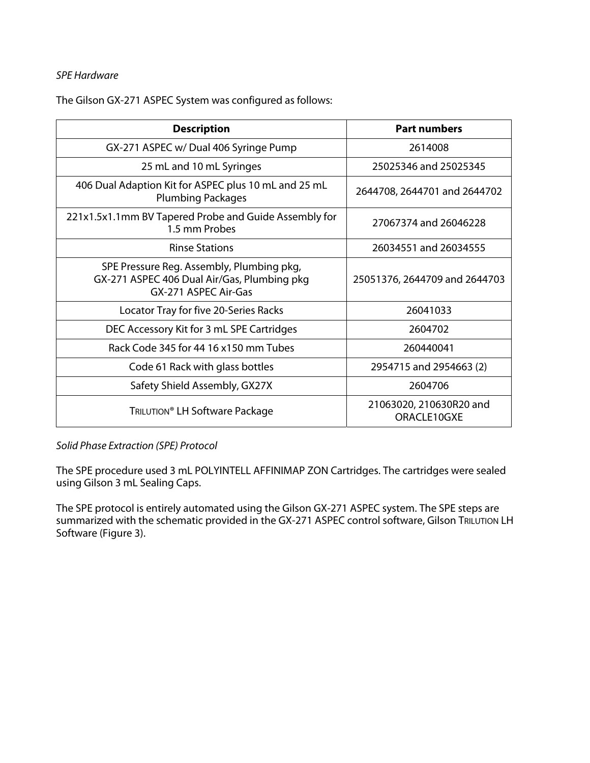*SPE Hardware*

The Gilson GX-271 ASPEC System was configured as follows:

| Description | Part numbers |
| --- | --- |
| GX-271 ASPEC w/ Dual 406 Syringe Pump | 2614008 |
| 25 mL and 10 mL Syringes | 25025346 and 25025345 |
| 406 Dual Adaption Kit for ASPEC plus 10 mL and 25 mL Plumbing Packages | 2644708, 2644701 and 2644702 |
| 221x1.5x1.1mm BV Tapered Probe and Guide Assembly for 1.5 mm Probes | 27067374 and 26046228 |
| Rinse Stations | 26034551 and 26034555 |
| SPE Pressure Reg. Assembly, Plumbing pkg, GX-271 ASPEC 406 Dual Air/Gas, Plumbing pkg GX-271 ASPEC Air-Gas | 25051376, 2644709 and 2644703 |
| Locator Tray for five 20-Series Racks | 26041033 |
| DEC Accessory Kit for 3 mL SPE Cartridges | 2604702 |
| Rack Code 345 for 44 16 x150 mm Tubes | 260440041 |
| Code 61 Rack with glass bottles | 2954715 and 2954663 (2) |
| Safety Shield Assembly, GX27X | 2604706 |
| TRILUTION® LH Software Package | 21063020, 210630R20 and ORACLE10GXE |

*Solid Phase Extraction (SPE) Protocol*

The SPE procedure used 3 mL POLYINTELL AFFINIMAP ZON Cartridges. The cartridges were sealed using Gilson 3 mL Sealing Caps.

The SPE protocol is entirely automated using the Gilson GX-271 ASPEC system. The SPE steps are summarized with the schematic provided in the GX-271 ASPEC control software, Gilson TRILUTION LH Software (Figure 3).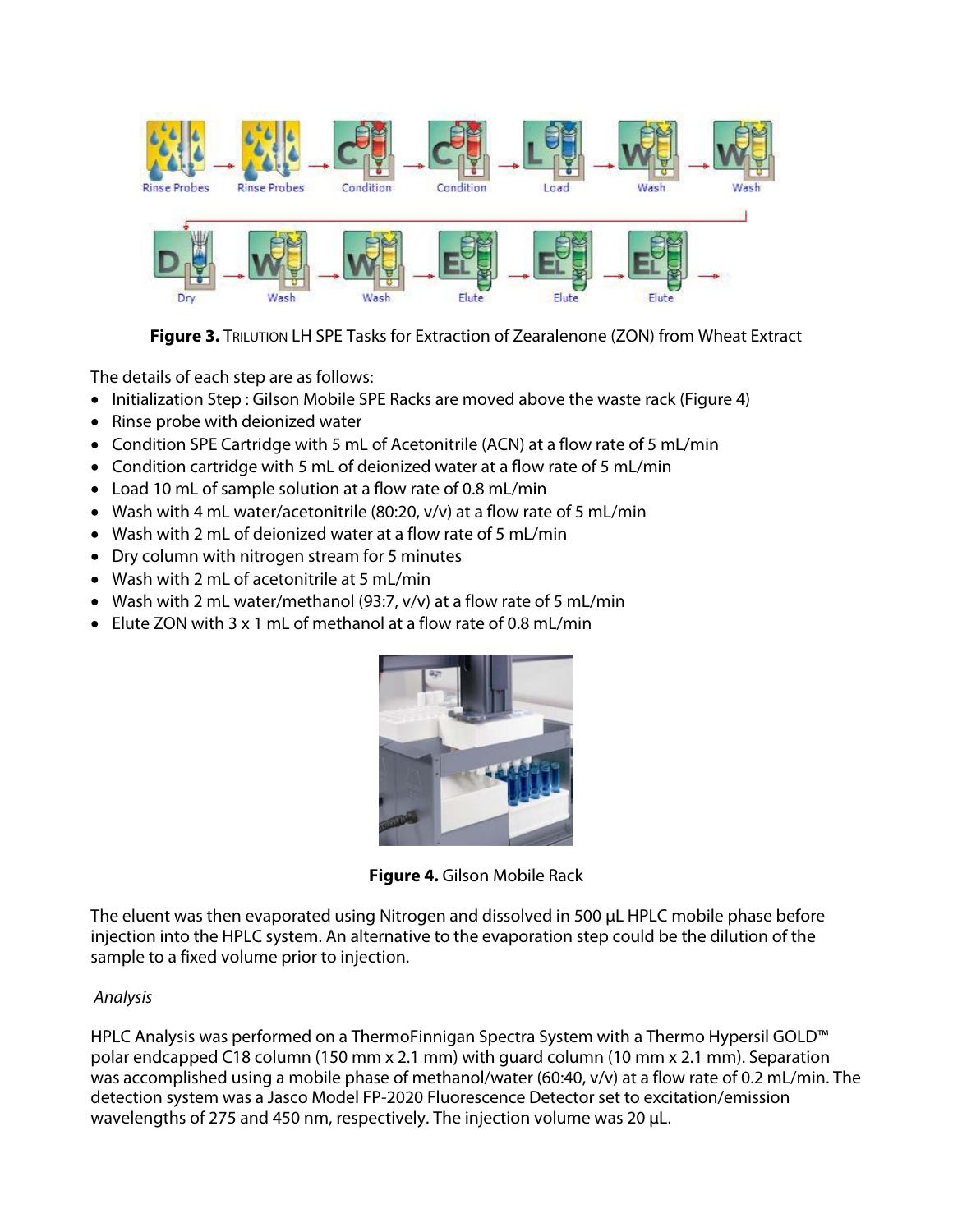**Figure 3.** TRILUTION LH SPE Tasks for Extraction of Zearalenone (ZON) from Wheat Extract

The details of each step are as follows:

- Initialization Step : Gilson Mobile SPE Racks are moved above the waste rack (Figure 4)
- Rinse probe with deionized water
- Condition SPE Cartridge with 5 mL of Acetonitrile (ACN) at a flow rate of 5 mL/min
- Condition cartridge with 5 mL of deionized water at a flow rate of 5 mL/min
- Load 10 mL of sample solution at a flow rate of 0.8 mL/min
- Wash with 4 mL water/acetonitrile (80:20, v/v) at a flow rate of 5 mL/min
- Wash with 2 mL of deionized water at a flow rate of 5 mL/min
- Dry column with nitrogen stream for 5 minutes
- Wash with 2 mL of acetonitrile at 5 mL/min
- Wash with 2 mL water/methanol (93:7, v/v) at a flow rate of 5 mL/min
- Elute ZON with 3 x 1 mL of methanol at a flow rate of 0.8 mL/min

**Figure 4.** Gilson Mobile Rack

The eluent was then evaporated using Nitrogen and dissolved in 500 µL HPLC mobile phase before injection into the HPLC system. An alternative to the evaporation step could be the dilution of the sample to a fixed volume prior to injection.

*Analysis*

HPLC Analysis was performed on a ThermoFinnigan Spectra System with a Thermo Hypersil GOLD™ polar endcapped C18 column (150 mm x 2.1 mm) with guard column (10 mm x 2.1 mm). Separation was accomplished using a mobile phase of methanol/water (60:40, v/v) at a flow rate of 0.2 mL/min. The detection system was a Jasco Model FP-2020 Fluorescence Detector set to excitation/emission wavelengths of 275 and 450 nm, respectively. The injection volume was 20 µL.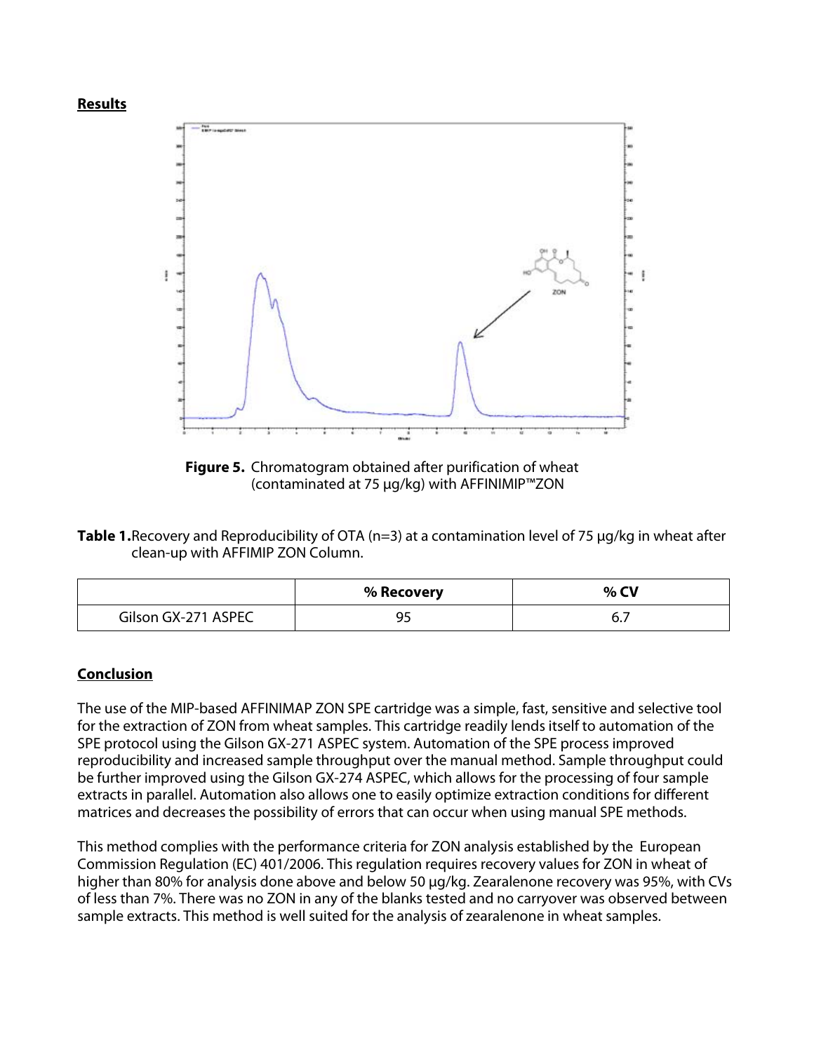## Results

**Figure 5.** Chromatogram obtained after purification of wheat (contaminated at 75 µg/kg) with AFFINIMIP™ZON

**Table 1.** Recovery and Reproducibility of OTA (n=3) at a contamination level of 75 µg/kg in wheat after clean-up with AFFIMIP ZON Column.

| | % Recovery | % CV |
|---|---|---|
| Gilson GX-271 ASPEC | 95 | 6.7 |

## Conclusion

The use of the MIP-based AFFINIMAP ZON SPE cartridge was a simple, fast, sensitive and selective tool for the extraction of ZON from wheat samples. This cartridge readily lends itself to automation of the SPE protocol using the Gilson GX-271 ASPEC system. Automation of the SPE process improved reproducibility and increased sample throughput over the manual method. Sample throughput could be further improved using the Gilson GX-274 ASPEC, which allows for the processing of four sample extracts in parallel. Automation also allows one to easily optimize extraction conditions for different matrices and decreases the possibility of errors that can occur when using manual SPE methods.

This method complies with the performance criteria for ZON analysis established by the European Commission Regulation (EC) 401/2006. This regulation requires recovery values for ZON in wheat of higher than 80% for analysis done above and below 50 µg/kg. Zearalenone recovery was 95%, with CVs of less than 7%. There was no ZON in any of the blanks tested and no carryover was observed between sample extracts. This method is well suited for the analysis of zearalenone in wheat samples.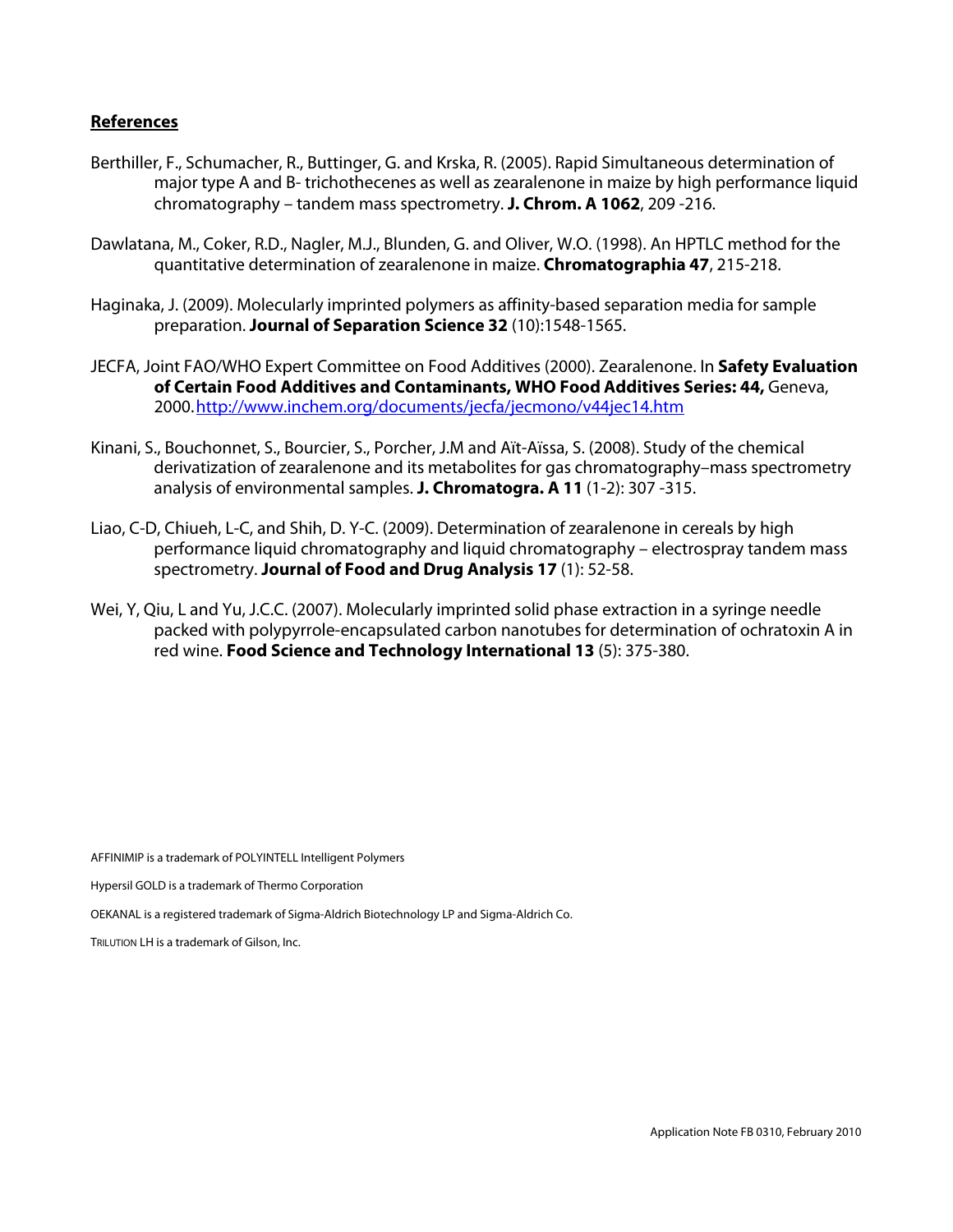## **References**

Berthiller, F., Schumacher, R., Buttinger, G. and Krska, R. (2005). Rapid Simultaneous determination of major type A and B- trichothecenes as well as zearalenone in maize by high performance liquid chromatography – tandem mass spectrometry. **J. Chrom. A 1062**, 209 -216.

Dawlatana, M., Coker, R.D., Nagler, M.J., Blunden, G. and Oliver, W.O. (1998). An HPTLC method for the quantitative determination of zearalenone in maize. **Chromatographia 47**, 215-218.

Haginaka, J. (2009). Molecularly imprinted polymers as affinity-based separation media for sample preparation. **Journal of Separation Science 32** (10):1548-1565.

JECFA, Joint FAO/WHO Expert Committee on Food Additives (2000). Zearalenone. In **Safety Evaluation of Certain Food Additives and Contaminants, WHO Food Additives Series: 44,** Geneva, 2000. http://www.inchem.org/documents/jecfa/jecmono/v44jec14.htm

Kinani, S., Bouchonnet, S., Bourcier, S., Porcher, J.M and Aït-Aïssa, S. (2008). Study of the chemical derivatization of zearalenone and its metabolites for gas chromatography–mass spectrometry analysis of environmental samples. **J. Chromatogra. A 11** (1-2): 307 -315.

Liao, C-D, Chiueh, L-C, and Shih, D. Y-C. (2009). Determination of zearalenone in cereals by high performance liquid chromatography and liquid chromatography – electrospray tandem mass spectrometry. **Journal of Food and Drug Analysis 17** (1): 52-58.

Wei, Y, Qiu, L and Yu, J.C.C. (2007). Molecularly imprinted solid phase extraction in a syringe needle packed with polypyrrole-encapsulated carbon nanotubes for determination of ochratoxin A in red wine. **Food Science and Technology International 13** (5): 375-380.

AFFINIMIP is a trademark of POLYINTELL Intelligent Polymers

Hypersil GOLD is a trademark of Thermo Corporation

OEKANAL is a registered trademark of Sigma-Aldrich Biotechnology LP and Sigma-Aldrich Co.

TRILUTION LH is a trademark of Gilson, Inc.

Application Note FB 0310, February 2010